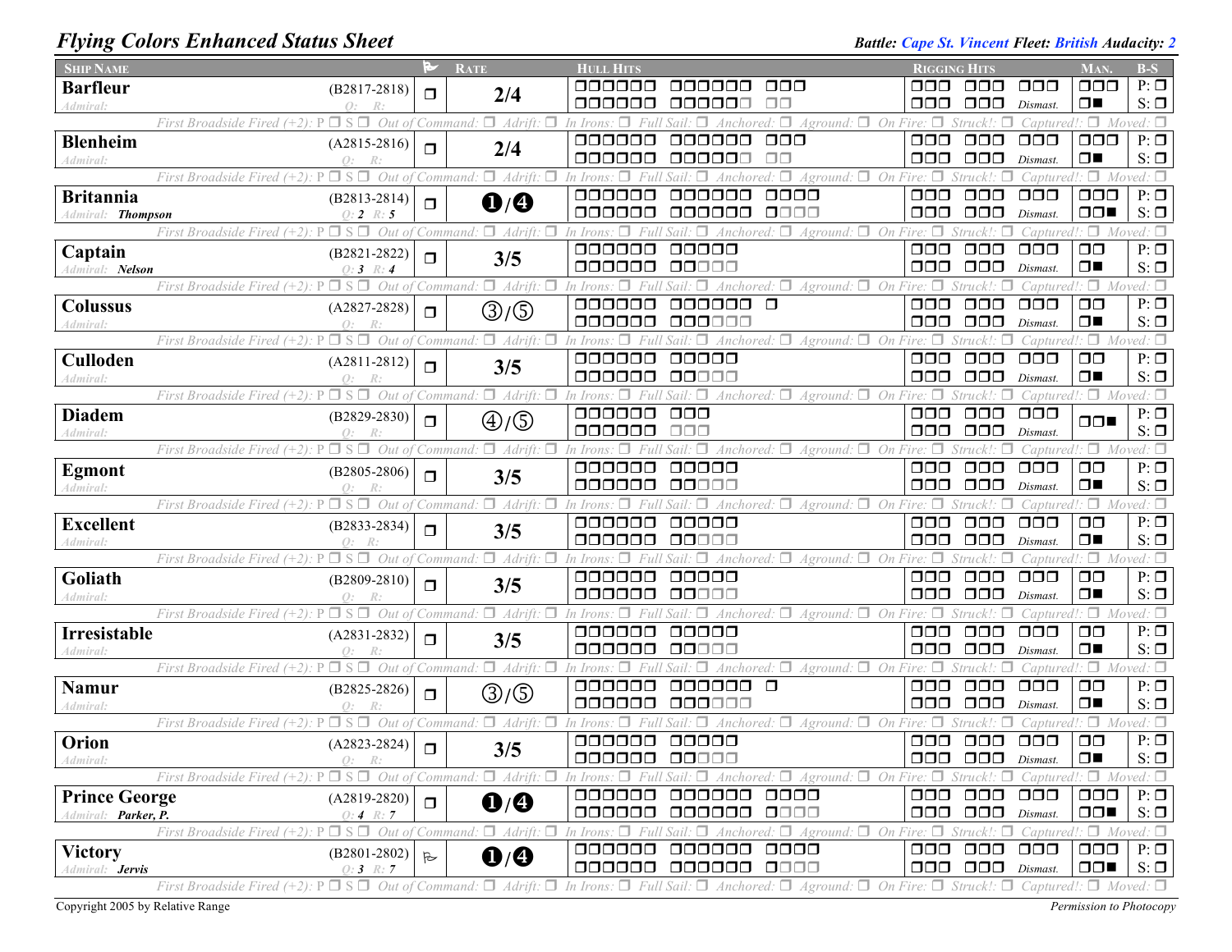# Flying Colors Enhanced Status Sheet

**Battle:** Cape St. Vincent **Fleet:** British **Audacity:** 2

| Ship Name | | Flag | Rate | Hull Hits | Rigging Hits | Man. | B-S |
|---|---|---|---|---|---|---|---|
| **Barfleur** *Admiral:* | (B2817-2818) *Q: R:* | ❐ | 2/4 | ☐☐☐☐☐☐ ☐☐☐☐☐☐ ☐☐☐ / ☐☐☐☐☐☐ ☐☐☐☐☐☐ ☐☐ | ☐☐☐ ☐☐☐ ☐☐☐ / ☐☐☐ ☐☐☐ *Dismast.* | ☐☐☐ / ☐■ | P: ☐ S: ☐ |
| *First Broadside Fired (+2): P ☐ S ☐ Out of Command: ☐ Adrift: ☐ In Irons: ☐ Full Sail: ☐ Anchored: ☐ Aground: ☐ On Fire: ☐ Struck!: ☐ Captured!: ☐ Moved: ☐* | | | | | | | |
| **Blenheim** *Admiral:* | (A2815-2816) *Q: R:* | ❐ | 2/4 | ☐☐☐☐☐☐ ☐☐☐☐☐☐ ☐☐☐ / ☐☐☐☐☐☐ ☐☐☐☐☐☐ ☐☐ | ☐☐☐ ☐☐☐ ☐☐☐ / ☐☐☐ ☐☐☐ *Dismast.* | ☐☐☐ / ☐■ | P: ☐ S: ☐ |
| *First Broadside Fired (+2): P ☐ S ☐ Out of Command: ☐ Adrift: ☐ In Irons: ☐ Full Sail: ☐ Anchored: ☐ Aground: ☐ On Fire: ☐ Struck!: ☐ Captured!: ☐ Moved: ☐* | | | | | | | |
| **Britannia** *Admiral:* ***Thompson*** | (B2813-2814) *Q:* ***2*** *R:* ***5*** | ❐ | ❶/❹ | ☐☐☐☐☐☐ ☐☐☐☐☐☐ ☐☐☐☐ / ☐☐☐☐☐☐ ☐☐☐☐☐☐ ☐☐☐☐ | ☐☐☐ ☐☐☐ ☐☐☐ / ☐☐☐ ☐☐☐ *Dismast.* | ☐☐☐ / ☐☐■ | P: ☐ S: ☐ |
| *First Broadside Fired (+2): P ☐ S ☐ Out of Command: ☐ Adrift: ☐ In Irons: ☐ Full Sail: ☐ Anchored: ☐ Aground: ☐ On Fire: ☐ Struck!: ☐ Captured!: ☐ Moved: ☐* | | | | | | | |
| **Captain** *Admiral:* ***Nelson*** | (B2821-2822) *Q:* ***3*** *R:* ***4*** | ❐ | 3/5 | ☐☐☐☐☐☐ ☐☐☐☐☐ / ☐☐☐☐☐☐ ☐☐☐☐☐ | ☐☐☐ ☐☐☐ ☐☐☐ / ☐☐☐ ☐☐☐ *Dismast.* | ☐☐ / ☐■ | P: ☐ S: ☐ |
| *First Broadside Fired (+2): P ☐ S ☐ Out of Command: ☐ Adrift: ☐ In Irons: ☐ Full Sail: ☐ Anchored: ☐ Aground: ☐ On Fire: ☐ Struck!: ☐ Captured!: ☐ Moved: ☐* | | | | | | | |
| **Colussus** *Admiral:* | (A2827-2828) *Q: R:* | ❐ | ③/⑤ | ☐☐☐☐☐☐ ☐☐☐☐☐☐ ☐ / ☐☐☐☐☐☐ ☐☐☐☐☐☐ | ☐☐☐ ☐☐☐ ☐☐☐ / ☐☐☐ ☐☐☐ *Dismast.* | ☐☐ / ☐■ | P: ☐ S: ☐ |
| *First Broadside Fired (+2): P ☐ S ☐ Out of Command: ☐ Adrift: ☐ In Irons: ☐ Full Sail: ☐ Anchored: ☐ Aground: ☐ On Fire: ☐ Struck!: ☐ Captured!: ☐ Moved: ☐* | | | | | | | |
| **Culloden** *Admiral:* | (A2811-2812) *Q: R:* | ❐ | 3/5 | ☐☐☐☐☐☐ ☐☐☐☐☐ / ☐☐☐☐☐☐ ☐☐☐☐☐ | ☐☐☐ ☐☐☐ ☐☐☐ / ☐☐☐ ☐☐☐ *Dismast.* | ☐☐ / ☐■ | P: ☐ S: ☐ |
| *First Broadside Fired (+2): P ☐ S ☐ Out of Command: ☐ Adrift: ☐ In Irons: ☐ Full Sail: ☐ Anchored: ☐ Aground: ☐ On Fire: ☐ Struck!: ☐ Captured!: ☐ Moved: ☐* | | | | | | | |
| **Diadem** *Admiral:* | (B2829-2830) *Q: R:* | ❐ | ④/⑤ | ☐☐☐☐☐☐ ☐☐☐ / ☐☐☐☐☐☐ ☐☐☐ | ☐☐☐ ☐☐☐ ☐☐☐ / ☐☐☐ ☐☐☐ *Dismast.* | ☐☐■ | P: ☐ S: ☐ |
| *First Broadside Fired (+2): P ☐ S ☐ Out of Command: ☐ Adrift: ☐ In Irons: ☐ Full Sail: ☐ Anchored: ☐ Aground: ☐ On Fire: ☐ Struck!: ☐ Captured!: ☐ Moved: ☐* | | | | | | | |
| **Egmont** *Admiral:* | (B2805-2806) *Q: R:* | ❐ | 3/5 | ☐☐☐☐☐☐ ☐☐☐☐☐ / ☐☐☐☐☐☐ ☐☐☐☐☐ | ☐☐☐ ☐☐☐ ☐☐☐ / ☐☐☐ ☐☐☐ *Dismast.* | ☐☐ / ☐■ | P: ☐ S: ☐ |
| *First Broadside Fired (+2): P ☐ S ☐ Out of Command: ☐ Adrift: ☐ In Irons: ☐ Full Sail: ☐ Anchored: ☐ Aground: ☐ On Fire: ☐ Struck!: ☐ Captured!: ☐ Moved: ☐* | | | | | | | |
| **Excellent** *Admiral:* | (B2833-2834) *Q: R:* | ❐ | 3/5 | ☐☐☐☐☐☐ ☐☐☐☐☐ / ☐☐☐☐☐☐ ☐☐☐☐☐ | ☐☐☐ ☐☐☐ ☐☐☐ / ☐☐☐ ☐☐☐ *Dismast.* | ☐☐ / ☐■ | P: ☐ S: ☐ |
| *First Broadside Fired (+2): P ☐ S ☐ Out of Command: ☐ Adrift: ☐ In Irons: ☐ Full Sail: ☐ Anchored: ☐ Aground: ☐ On Fire: ☐ Struck!: ☐ Captured!: ☐ Moved: ☐* | | | | | | | |
| **Goliath** *Admiral:* | (B2809-2810) *Q: R:* | ❐ | 3/5 | ☐☐☐☐☐☐ ☐☐☐☐☐ / ☐☐☐☐☐☐ ☐☐☐☐☐ | ☐☐☐ ☐☐☐ ☐☐☐ / ☐☐☐ ☐☐☐ *Dismast.* | ☐☐ / ☐■ | P: ☐ S: ☐ |
| *First Broadside Fired (+2): P ☐ S ☐ Out of Command: ☐ Adrift: ☐ In Irons: ☐ Full Sail: ☐ Anchored: ☐ Aground: ☐ On Fire: ☐ Struck!: ☐ Captured!: ☐ Moved: ☐* | | | | | | | |
| **Irresistable** *Admiral:* | (A2831-2832) *Q: R:* | ❐ | 3/5 | ☐☐☐☐☐☐ ☐☐☐☐☐ / ☐☐☐☐☐☐ ☐☐☐☐☐ | ☐☐☐ ☐☐☐ ☐☐☐ / ☐☐☐ ☐☐☐ *Dismast.* | ☐☐ / ☐■ | P: ☐ S: ☐ |
| *First Broadside Fired (+2): P ☐ S ☐ Out of Command: ☐ Adrift: ☐ In Irons: ☐ Full Sail: ☐ Anchored: ☐ Aground: ☐ On Fire: ☐ Struck!: ☐ Captured!: ☐ Moved: ☐* | | | | | | | |
| **Namur** *Admiral:* | (B2825-2826) *Q: R:* | ❐ | ③/⑤ | ☐☐☐☐☐☐ ☐☐☐☐☐☐ ☐ / ☐☐☐☐☐☐ ☐☐☐☐☐☐ | ☐☐☐ ☐☐☐ ☐☐☐ / ☐☐☐ ☐☐☐ *Dismast.* | ☐☐ / ☐■ | P: ☐ S: ☐ |
| *First Broadside Fired (+2): P ☐ S ☐ Out of Command: ☐ Adrift: ☐ In Irons: ☐ Full Sail: ☐ Anchored: ☐ Aground: ☐ On Fire: ☐ Struck!: ☐ Captured!: ☐ Moved: ☐* | | | | | | | |
| **Orion** *Admiral:* | (A2823-2824) *Q: R:* | ❐ | 3/5 | ☐☐☐☐☐☐ ☐☐☐☐☐ / ☐☐☐☐☐☐ ☐☐☐☐☐ | ☐☐☐ ☐☐☐ ☐☐☐ / ☐☐☐ ☐☐☐ *Dismast.* | ☐☐ / ☐■ | P: ☐ S: ☐ |
| *First Broadside Fired (+2): P ☐ S ☐ Out of Command: ☐ Adrift: ☐ In Irons: ☐ Full Sail: ☐ Anchored: ☐ Aground: ☐ On Fire: ☐ Struck!: ☐ Captured!: ☐ Moved: ☐* | | | | | | | |
| **Prince George** *Admiral:* ***Parker, P.*** | (A2819-2820) *Q:* ***4*** *R:* ***7*** | ❐ | ❶/❹ | ☐☐☐☐☐☐ ☐☐☐☐☐☐ ☐☐☐☐ / ☐☐☐☐☐☐ ☐☐☐☐☐☐ ☐☐☐☐ | ☐☐☐ ☐☐☐ ☐☐☐ / ☐☐☐ ☐☐☐ *Dismast.* | ☐☐☐ / ☐☐■ | P: ☐ S: ☐ |
| *First Broadside Fired (+2): P ☐ S ☐ Out of Command: ☐ Adrift: ☐ In Irons: ☐ Full Sail: ☐ Anchored: ☐ Aground: ☐ On Fire: ☐ Struck!: ☐ Captured!: ☐ Moved: ☐* | | | | | | | |
| **Victory** *Admiral:* ***Jervis*** | (B2801-2802) *Q:* ***3*** *R:* ***7*** | 🏳 | ❶/❹ | ☐☐☐☐☐☐ ☐☐☐☐☐☐ ☐☐☐☐ / ☐☐☐☐☐☐ ☐☐☐☐☐☐ ☐☐☐☐ | ☐☐☐ ☐☐☐ ☐☐☐ / ☐☐☐ ☐☐☐ *Dismast.* | ☐☐☐ / ☐☐■ | P: ☐ S: ☐ |
| *First Broadside Fired (+2): P ☐ S ☐ Out of Command: ☐ Adrift: ☐ In Irons: ☐ Full Sail: ☐ Anchored: ☐ Aground: ☐ On Fire: ☐ Struck!: ☐ Captured!: ☐ Moved: ☐* | | | | | | | |

Copyright 2005 by Relative Range

*Permission to Photocopy*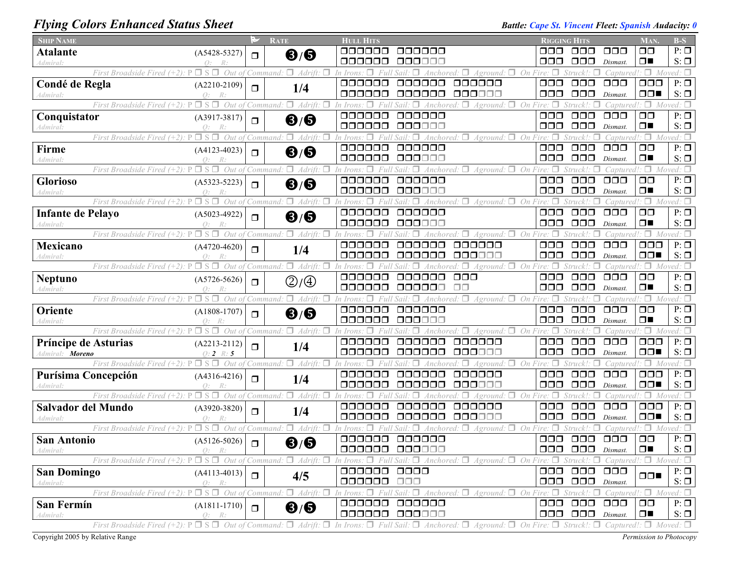# Flying Colors Enhanced Status Sheet

**Battle:** *Cape St. Vincent* **Fleet:** *Spanish* **Audacity:** *0*

| Ship Name | | Flag | Rate | Hull Hits | Rigging Hits | Man. | B-S |
|---|---|---|---|---|---|---|---|
| **Atalante** *Admiral:* | (A5428-5327) *Q: R:* | ❐ | ❸/❺ | ❐❐❐❐❐❐ ❐❐❐❐❐❐ / ❐❐❐❐❐❐ ❐❐❐❐❐❐ | ❐❐❐ ❐❐❐ ❐❐❐ / ❐❐❐ ❐❐❐ *Dismast.* | ❐❐ / ❐■ | P: ❐ S: ❐ |
| *First Broadside Fired (+2): P ❐ S ❐ Out of Command: ❐ Adrift: ❐ In Irons: ❐ Full Sail: ❐ Anchored: ❐ Aground: ❐ On Fire: ❐ Struck!: ❐ Captured!: ❐ Moved: ❐* | | | | | | | |
| **Condé de Regla** *Admiral:* | (A2210-2109) *Q: R:* | ❐ | 1/4 | ❐❐❐❐❐❐ ❐❐❐❐❐❐ ❐❐❐❐❐❐ / ❐❐❐❐❐❐ ❐❐❐❐❐❐ ❐❐❐❐❐❐ | ❐❐❐ ❐❐❐ ❐❐❐ / ❐❐❐ ❐❐❐ *Dismast.* | ❐❐❐ / ❐❐■ | P: ❐ S: ❐ |
| *First Broadside Fired (+2): P ❐ S ❐ Out of Command: ❐ Adrift: ❐ In Irons: ❐ Full Sail: ❐ Anchored: ❐ Aground: ❐ On Fire: ❐ Struck!: ❐ Captured!: ❐ Moved: ❐* | | | | | | | |
| **Conquistator** *Admiral:* | (A3917-3817) *Q: R:* | ❐ | ❸/❺ | ❐❐❐❐❐❐ ❐❐❐❐❐❐ / ❐❐❐❐❐❐ ❐❐❐❐❐❐ | ❐❐❐ ❐❐❐ ❐❐❐ / ❐❐❐ ❐❐❐ *Dismast.* | ❐❐ / ❐■ | P: ❐ S: ❐ |
| *First Broadside Fired (+2): P ❐ S ❐ Out of Command: ❐ Adrift: ❐ In Irons: ❐ Full Sail: ❐ Anchored: ❐ Aground: ❐ On Fire: ❐ Struck!: ❐ Captured!: ❐ Moved: ❐* | | | | | | | |
| **Firme** *Admiral:* | (A4123-4023) *Q: R:* | ❐ | ❸/❺ | ❐❐❐❐❐❐ ❐❐❐❐❐❐ / ❐❐❐❐❐❐ ❐❐❐❐❐❐ | ❐❐❐ ❐❐❐ ❐❐❐ / ❐❐❐ ❐❐❐ *Dismast.* | ❐❐ / ❐■ | P: ❐ S: ❐ |
| *First Broadside Fired (+2): P ❐ S ❐ Out of Command: ❐ Adrift: ❐ In Irons: ❐ Full Sail: ❐ Anchored: ❐ Aground: ❐ On Fire: ❐ Struck!: ❐ Captured!: ❐ Moved: ❐* | | | | | | | |
| **Glorioso** *Admiral:* | (A5323-5223) *Q: R:* | ❐ | ❸/❺ | ❐❐❐❐❐❐ ❐❐❐❐❐❐ / ❐❐❐❐❐❐ ❐❐❐❐❐❐ | ❐❐❐ ❐❐❐ ❐❐❐ / ❐❐❐ ❐❐❐ *Dismast.* | ❐❐ / ❐■ | P: ❐ S: ❐ |
| *First Broadside Fired (+2): P ❐ S ❐ Out of Command: ❐ Adrift: ❐ In Irons: ❐ Full Sail: ❐ Anchored: ❐ Aground: ❐ On Fire: ❐ Struck!: ❐ Captured!: ❐ Moved: ❐* | | | | | | | |
| **Infante de Pelayo** *Admiral:* | (A5023-4922) *Q: R:* | ❐ | ❸/❺ | ❐❐❐❐❐❐ ❐❐❐❐❐❐ / ❐❐❐❐❐❐ ❐❐❐❐❐❐ | ❐❐❐ ❐❐❐ ❐❐❐ / ❐❐❐ ❐❐❐ *Dismast.* | ❐❐ / ❐■ | P: ❐ S: ❐ |
| *First Broadside Fired (+2): P ❐ S ❐ Out of Command: ❐ Adrift: ❐ In Irons: ❐ Full Sail: ❐ Anchored: ❐ Aground: ❐ On Fire: ❐ Struck!: ❐ Captured!: ❐ Moved: ❐* | | | | | | | |
| **Mexicano** *Admiral:* | (A4720-4620) *Q: R:* | ❐ | 1/4 | ❐❐❐❐❐❐ ❐❐❐❐❐❐ ❐❐❐❐❐❐ / ❐❐❐❐❐❐ ❐❐❐❐❐❐ ❐❐❐❐❐❐ | ❐❐❐ ❐❐❐ ❐❐❐ / ❐❐❐ ❐❐❐ *Dismast.* | ❐❐❐ / ❐❐■ | P: ❐ S: ❐ |
| *First Broadside Fired (+2): P ❐ S ❐ Out of Command: ❐ Adrift: ❐ In Irons: ❐ Full Sail: ❐ Anchored: ❐ Aground: ❐ On Fire: ❐ Struck!: ❐ Captured!: ❐ Moved: ❐* | | | | | | | |
| **Neptuno** *Admiral:* | (A5726-5626) *Q: R:* | ❐ | ②/④ | ❐❐❐❐❐❐ ❐❐❐❐❐❐ ❐❐❐ / ❐❐❐❐❐❐ ❐❐❐❐❐❐ ❐❐ | ❐❐❐ ❐❐❐ ❐❐❐ / ❐❐❐ ❐❐❐ *Dismast.* | ❐❐ / ❐■ | P: ❐ S: ❐ |
| *First Broadside Fired (+2): P ❐ S ❐ Out of Command: ❐ Adrift: ❐ In Irons: ❐ Full Sail: ❐ Anchored: ❐ Aground: ❐ On Fire: ❐ Struck!: ❐ Captured!: ❐ Moved: ❐* | | | | | | | |
| **Oriente** *Admiral:* | (A1808-1707) *Q: R:* | ❐ | ❸/❺ | ❐❐❐❐❐❐ ❐❐❐❐❐❐ / ❐❐❐❐❐❐ ❐❐❐❐❐❐ | ❐❐❐ ❐❐❐ ❐❐❐ / ❐❐❐ ❐❐❐ *Dismast.* | ❐❐ / ❐■ | P: ❐ S: ❐ |
| *First Broadside Fired (+2): P ❐ S ❐ Out of Command: ❐ Adrift: ❐ In Irons: ❐ Full Sail: ❐ Anchored: ❐ Aground: ❐ On Fire: ❐ Struck!: ❐ Captured!: ❐ Moved: ❐* | | | | | | | |
| **Príncipe de Asturias** *Admiral: **Moreno*** | (A2213-2112) *Q: **2** R: **5*** | ❐ | 1/4 | ❐❐❐❐❐❐ ❐❐❐❐❐❐ ❐❐❐❐❐❐ / ❐❐❐❐❐❐ ❐❐❐❐❐❐ ❐❐❐❐❐❐ | ❐❐❐ ❐❐❐ ❐❐❐ / ❐❐❐ ❐❐❐ *Dismast.* | ❐❐❐ / ❐❐■ | P: ❐ S: ❐ |
| *First Broadside Fired (+2): P ❐ S ❐ Out of Command: ❐ Adrift: ❐ In Irons: ❐ Full Sail: ❐ Anchored: ❐ Aground: ❐ On Fire: ❐ Struck!: ❐ Captured!: ❐ Moved: ❐* | | | | | | | |
| **Purísima Concepción** *Admiral:* | (A4316-4216) *Q: R:* | ❐ | 1/4 | ❐❐❐❐❐❐ ❐❐❐❐❐❐ ❐❐❐❐❐❐ / ❐❐❐❐❐❐ ❐❐❐❐❐❐ ❐❐❐❐❐❐ | ❐❐❐ ❐❐❐ ❐❐❐ / ❐❐❐ ❐❐❐ *Dismast.* | ❐❐❐ / ❐❐■ | P: ❐ S: ❐ |
| *First Broadside Fired (+2): P ❐ S ❐ Out of Command: ❐ Adrift: ❐ In Irons: ❐ Full Sail: ❐ Anchored: ❐ Aground: ❐ On Fire: ❐ Struck!: ❐ Captured!: ❐ Moved: ❐* | | | | | | | |
| **Salvador del Mundo** *Admiral:* | (A3920-3820) *Q: R:* | ❐ | 1/4 | ❐❐❐❐❐❐ ❐❐❐❐❐❐ ❐❐❐❐❐❐ / ❐❐❐❐❐❐ ❐❐❐❐❐❐ ❐❐❐❐❐❐ | ❐❐❐ ❐❐❐ ❐❐❐ / ❐❐❐ ❐❐❐ *Dismast.* | ❐❐❐ / ❐❐■ | P: ❐ S: ❐ |
| *First Broadside Fired (+2): P ❐ S ❐ Out of Command: ❐ Adrift: ❐ In Irons: ❐ Full Sail: ❐ Anchored: ❐ Aground: ❐ On Fire: ❐ Struck!: ❐ Captured!: ❐ Moved: ❐* | | | | | | | |
| **San Antonio** *Admiral:* | (A5126-5026) *Q: R:* | ❐ | ❸/❺ | ❐❐❐❐❐❐ ❐❐❐❐❐❐ / ❐❐❐❐❐❐ ❐❐❐❐❐❐ | ❐❐❐ ❐❐❐ ❐❐❐ / ❐❐❐ ❐❐❐ *Dismast.* | ❐❐ / ❐■ | P: ❐ S: ❐ |
| *First Broadside Fired (+2): P ❐ S ❐ Out of Command: ❐ Adrift: ❐ In Irons: ❐ Full Sail: ❐ Anchored: ❐ Aground: ❐ On Fire: ❐ Struck!: ❐ Captured!: ❐ Moved: ❐* | | | | | | | |
| **San Domingo** *Admiral:* | (A4113-4013) *Q: R:* | ❐ | 4/5 | ❐❐❐❐❐❐ ❐❐❐❐ / ❐❐❐❐❐❐ ❐❐❐ | ❐❐❐ ❐❐❐ ❐❐❐ / ❐❐❐ ❐❐❐ *Dismast.* | ❐❐■ | P: ❐ S: ❐ |
| *First Broadside Fired (+2): P ❐ S ❐ Out of Command: ❐ Adrift: ❐ In Irons: ❐ Full Sail: ❐ Anchored: ❐ Aground: ❐ On Fire: ❐ Struck!: ❐ Captured!: ❐ Moved: ❐* | | | | | | | |
| **San Fermín** *Admiral:* | (A1811-1710) *Q: R:* | ❐ | ❸/❺ | ❐❐❐❐❐❐ ❐❐❐❐❐❐ / ❐❐❐❐❐❐ ❐❐❐❐❐❐ | ❐❐❐ ❐❐❐ ❐❐❐ / ❐❐❐ ❐❐❐ *Dismast.* | ❐❐ / ❐■ | P: ❐ S: ❐ |
| *First Broadside Fired (+2): P ❐ S ❐ Out of Command: ❐ Adrift: ❐ In Irons: ❐ Full Sail: ❐ Anchored: ❐ Aground: ❐ On Fire: ❐ Struck!: ❐ Captured!: ❐ Moved: ❐* | | | | | | | |

Copyright 2005 by Relative Range

*Permission to Photocopy*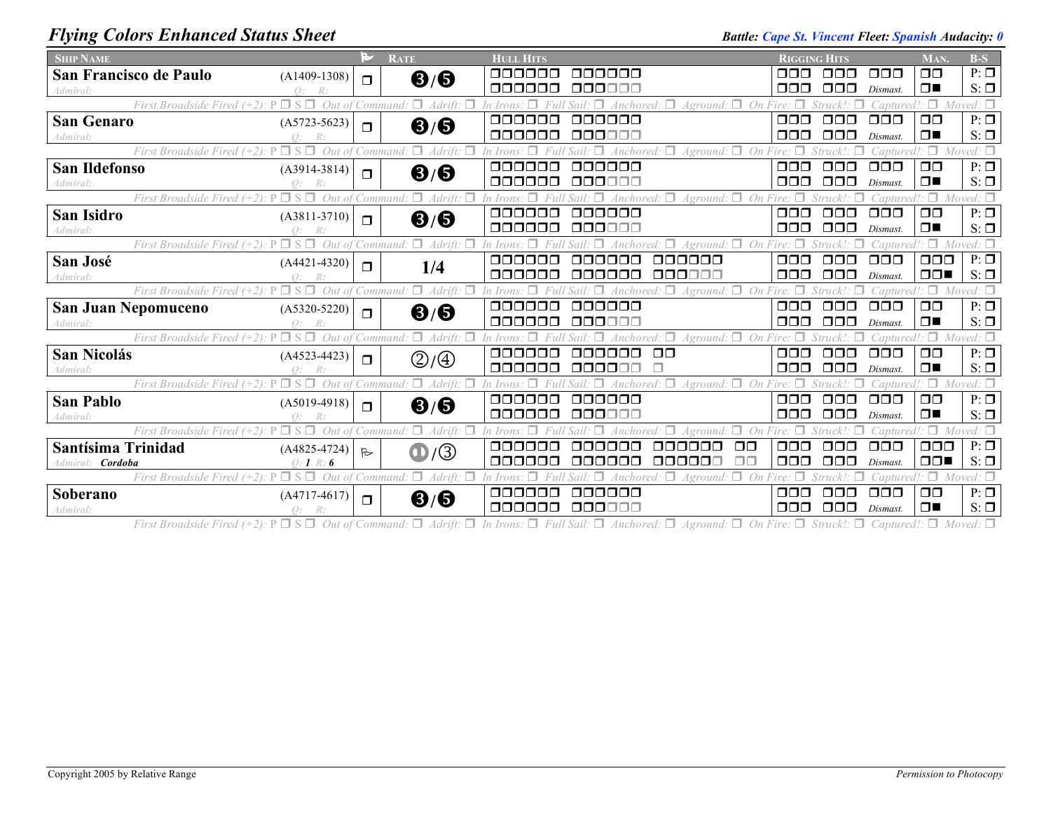# Flying Colors Enhanced Status Sheet

***Battle:*** *Cape St. Vincent* ***Fleet:*** *Spanish* ***Audacity:*** *0*

| Ship Name | | | Rate | Hull Hits | Rigging Hits | Man. | B-S |
|---|---|---|---|---|---|---|---|
| **San Francisco de Paulo** *Admiral:* | (A1409-1308) *Q: R:* | ❐ | ❸/❺ | ❐❐❐❐❐❐ ❐❐❐❐❐❐ / ❐❐❐❐❐❐ ❐❐❐❐❐❐ | ❐❐❐ ❐❐❐ ❐❐❐ / ❐❐❐ ❐❐❐ *Dismast.* | ❐❐ / ❐■ | P: ❐ / S: ❐ |
| *First Broadside Fired (+2): P ❐ S ❐ Out of Command: ❐ Adrift: ❐ In Irons: ❐ Full Sail: ❐ Anchored: ❐ Aground: ❐ On Fire: ❐ Struck!: ❐ Captured!: ❐ Moved: ❐* | | | | | | | |
| **San Genaro** *Admiral:* | (A5723-5623) *Q: R:* | ❐ | ❸/❺ | ❐❐❐❐❐❐ ❐❐❐❐❐❐ / ❐❐❐❐❐❐ ❐❐❐❐❐❐ | ❐❐❐ ❐❐❐ ❐❐❐ / ❐❐❐ ❐❐❐ *Dismast.* | ❐❐ / ❐■ | P: ❐ / S: ❐ |
| *First Broadside Fired (+2): P ❐ S ❐ Out of Command: ❐ Adrift: ❐ In Irons: ❐ Full Sail: ❐ Anchored: ❐ Aground: ❐ On Fire: ❐ Struck!: ❐ Captured!: ❐ Moved: ❐* | | | | | | | |
| **San Ildefonso** *Admiral:* | (A3914-3814) *Q: R:* | ❐ | ❸/❺ | ❐❐❐❐❐❐ ❐❐❐❐❐❐ / ❐❐❐❐❐❐ ❐❐❐❐❐❐ | ❐❐❐ ❐❐❐ ❐❐❐ / ❐❐❐ ❐❐❐ *Dismast.* | ❐❐ / ❐■ | P: ❐ / S: ❐ |
| *First Broadside Fired (+2): P ❐ S ❐ Out of Command: ❐ Adrift: ❐ In Irons: ❐ Full Sail: ❐ Anchored: ❐ Aground: ❐ On Fire: ❐ Struck!: ❐ Captured!: ❐ Moved: ❐* | | | | | | | |
| **San Isidro** *Admiral:* | (A3811-3710) *Q: R:* | ❐ | ❸/❺ | ❐❐❐❐❐❐ ❐❐❐❐❐❐ / ❐❐❐❐❐❐ ❐❐❐❐❐❐ | ❐❐❐ ❐❐❐ ❐❐❐ / ❐❐❐ ❐❐❐ *Dismast.* | ❐❐ / ❐■ | P: ❐ / S: ❐ |
| *First Broadside Fired (+2): P ❐ S ❐ Out of Command: ❐ Adrift: ❐ In Irons: ❐ Full Sail: ❐ Anchored: ❐ Aground: ❐ On Fire: ❐ Struck!: ❐ Captured!: ❐ Moved: ❐* | | | | | | | |
| **San José** *Admiral:* | (A4421-4320) *Q: R:* | ❐ | 1/4 | ❐❐❐❐❐❐ ❐❐❐❐❐❐ ❐❐❐❐❐❐ / ❐❐❐❐❐❐ ❐❐❐❐❐❐ ❐❐❐❐❐❐ | ❐❐❐ ❐❐❐ ❐❐❐ / ❐❐❐ ❐❐❐ *Dismast.* | ❐❐❐ / ❐❐■ | P: ❐ / S: ❐ |
| *First Broadside Fired (+2): P ❐ S ❐ Out of Command: ❐ Adrift: ❐ In Irons: ❐ Full Sail: ❐ Anchored: ❐ Aground: ❐ On Fire: ❐ Struck!: ❐ Captured!: ❐ Moved: ❐* | | | | | | | |
| **San Juan Nepomuceno** *Admiral:* | (A5320-5220) *Q: R:* | ❐ | ❸/❺ | ❐❐❐❐❐❐ ❐❐❐❐❐❐ / ❐❐❐❐❐❐ ❐❐❐❐❐❐ | ❐❐❐ ❐❐❐ ❐❐❐ / ❐❐❐ ❐❐❐ *Dismast.* | ❐❐ / ❐■ | P: ❐ / S: ❐ |
| *First Broadside Fired (+2): P ❐ S ❐ Out of Command: ❐ Adrift: ❐ In Irons: ❐ Full Sail: ❐ Anchored: ❐ Aground: ❐ On Fire: ❐ Struck!: ❐ Captured!: ❐ Moved: ❐* | | | | | | | |
| **San Nicolás** *Admiral:* | (A4523-4423) *Q: R:* | ❐ | ②/④ | ❐❐❐❐❐❐ ❐❐❐❐❐❐ ❐❐ / ❐❐❐❐❐❐ ❐❐❐❐❐❐ ❐ | ❐❐❐ ❐❐❐ ❐❐❐ / ❐❐❐ ❐❐❐ *Dismast.* | ❐❐ / ❐■ | P: ❐ / S: ❐ |
| *First Broadside Fired (+2): P ❐ S ❐ Out of Command: ❐ Adrift: ❐ In Irons: ❐ Full Sail: ❐ Anchored: ❐ Aground: ❐ On Fire: ❐ Struck!: ❐ Captured!: ❐ Moved: ❐* | | | | | | | |
| **San Pablo** *Admiral:* | (A5019-4918) *Q: R:* | ❐ | ❸/❺ | ❐❐❐❐❐❐ ❐❐❐❐❐❐ / ❐❐❐❐❐❐ ❐❐❐❐❐❐ | ❐❐❐ ❐❐❐ ❐❐❐ / ❐❐❐ ❐❐❐ *Dismast.* | ❐❐ / ❐■ | P: ❐ / S: ❐ |
| *First Broadside Fired (+2): P ❐ S ❐ Out of Command: ❐ Adrift: ❐ In Irons: ❐ Full Sail: ❐ Anchored: ❐ Aground: ❐ On Fire: ❐ Struck!: ❐ Captured!: ❐ Moved: ❐* | | | | | | | |
| **Santísima Trinidad** *Admiral:* ***Cordoba*** | (A4825-4724) *Q:* ***1*** *R:* ***6*** | ⚐ | ⓫/③ | ❐❐❐❐❐❐ ❐❐❐❐❐❐ ❐❐❐❐❐❐ ❐❐ / ❐❐❐❐❐❐ ❐❐❐❐❐❐ ❐❐❐❐❐❐ ❐❐ | ❐❐❐ ❐❐❐ ❐❐❐ / ❐❐❐ ❐❐❐ *Dismast.* | ❐❐❐ / ❐❐■ | P: ❐ / S: ❐ |
| *First Broadside Fired (+2): P ❐ S ❐ Out of Command: ❐ Adrift: ❐ In Irons: ❐ Full Sail: ❐ Anchored: ❐ Aground: ❐ On Fire: ❐ Struck!: ❐ Captured!: ❐ Moved: ❐* | | | | | | | |
| **Soberano** *Admiral:* | (A4717-4617) *Q: R:* | ❐ | ❸/❺ | ❐❐❐❐❐❐ ❐❐❐❐❐❐ / ❐❐❐❐❐❐ ❐❐❐❐❐❐ | ❐❐❐ ❐❐❐ ❐❐❐ / ❐❐❐ ❐❐❐ *Dismast.* | ❐❐ / ❐■ | P: ❐ / S: ❐ |
| *First Broadside Fired (+2): P ❐ S ❐ Out of Command: ❐ Adrift: ❐ In Irons: ❐ Full Sail: ❐ Anchored: ❐ Aground: ❐ On Fire: ❐ Struck!: ❐ Captured!: ❐ Moved: ❐* | | | | | | | |

Copyright 2005 by Relative Range

*Permission to Photocopy*